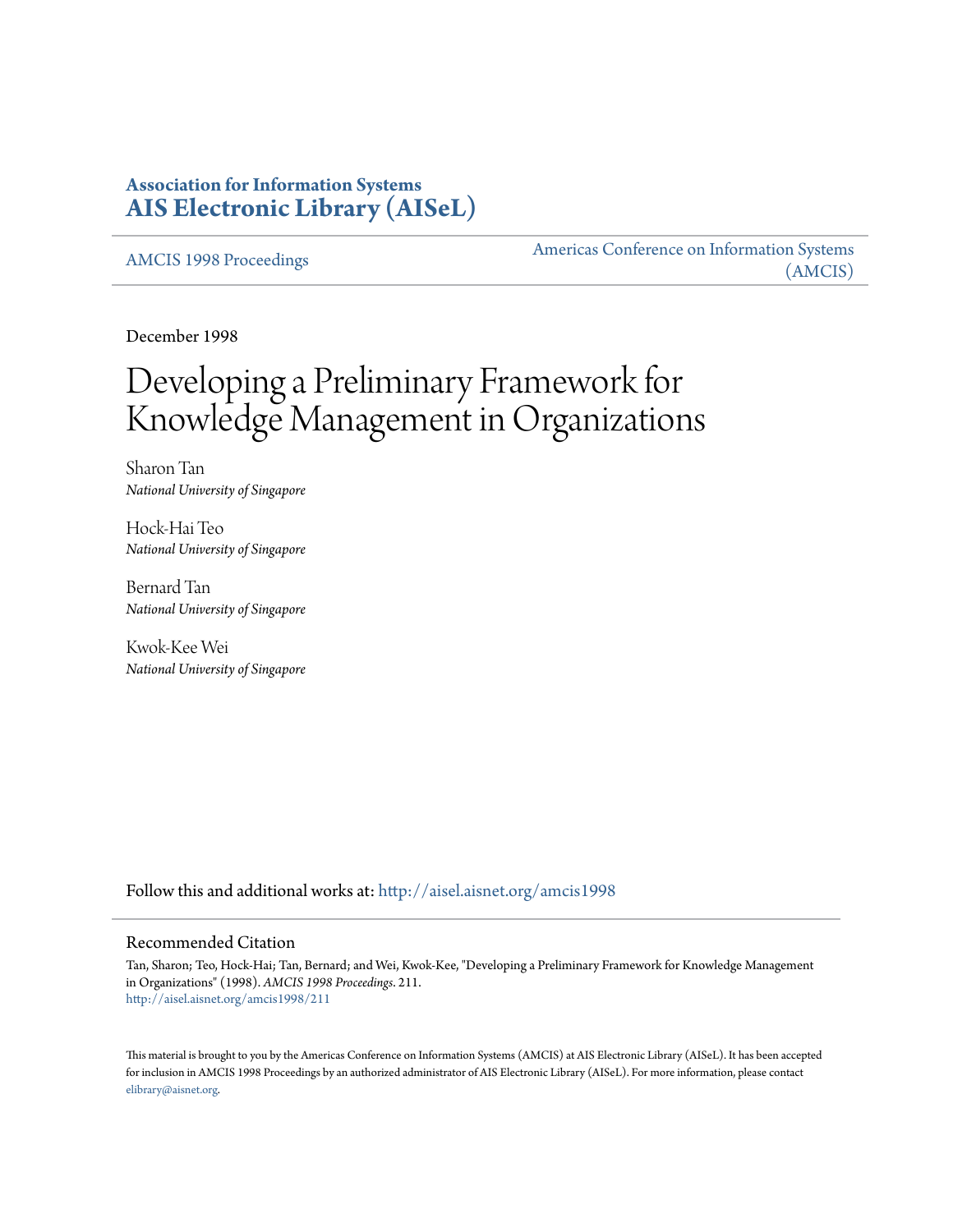**Association for Information Systems**
**[AIS Electronic Library (AISeL)](http://aisel.aisnet.org)**

[AMCIS 1998 Proceedings](http://aisel.aisnet.org/amcis1998)

[Americas Conference on Information Systems (AMCIS)](http://aisel.aisnet.org/amcis)

December 1998

# Developing a Preliminary Framework for Knowledge Management in Organizations

Sharon Tan
*National University of Singapore*

Hock-Hai Teo
*National University of Singapore*

Bernard Tan
*National University of Singapore*

Kwok-Kee Wei
*National University of Singapore*

Follow this and additional works at: http://aisel.aisnet.org/amcis1998

## Recommended Citation

Tan, Sharon; Teo, Hock-Hai; Tan, Bernard; and Wei, Kwok-Kee, "Developing a Preliminary Framework for Knowledge Management in Organizations" (1998). *AMCIS 1998 Proceedings*. 211.
http://aisel.aisnet.org/amcis1998/211

This material is brought to you by the Americas Conference on Information Systems (AMCIS) at AIS Electronic Library (AISeL). It has been accepted for inclusion in AMCIS 1998 Proceedings by an authorized administrator of AIS Electronic Library (AISeL). For more information, please contact elibrary@aisnet.org.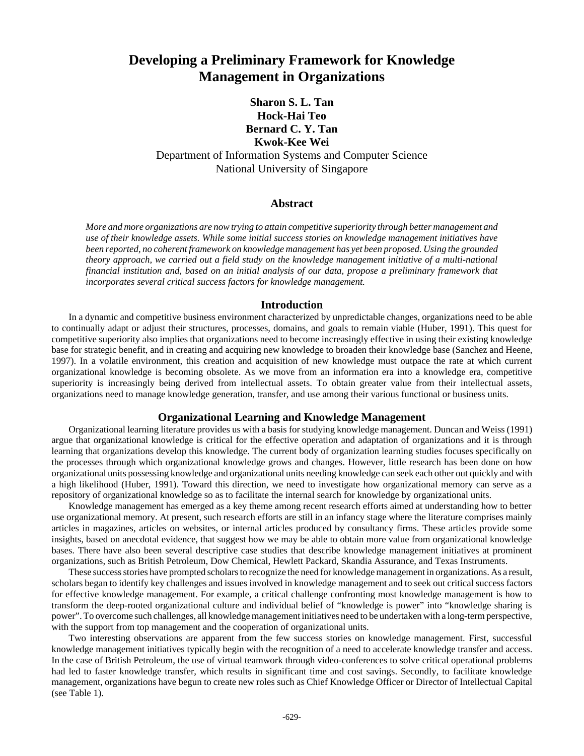# Developing a Preliminary Framework for Knowledge Management in Organizations

**Sharon S. L. Tan**
**Hock-Hai Teo**
**Bernard C. Y. Tan**
**Kwok-Kee Wei**

Department of Information Systems and Computer Science
National University of Singapore

## Abstract

*More and more organizations are now trying to attain competitive superiority through better management and use of their knowledge assets. While some initial success stories on knowledge management initiatives have been reported, no coherent framework on knowledge management has yet been proposed. Using the grounded theory approach, we carried out a field study on the knowledge management initiative of a multi-national financial institution and, based on an initial analysis of our data, propose a preliminary framework that incorporates several critical success factors for knowledge management.*

## Introduction

In a dynamic and competitive business environment characterized by unpredictable changes, organizations need to be able to continually adapt or adjust their structures, processes, domains, and goals to remain viable (Huber, 1991). This quest for competitive superiority also implies that organizations need to become increasingly effective in using their existing knowledge base for strategic benefit, and in creating and acquiring new knowledge to broaden their knowledge base (Sanchez and Heene, 1997). In a volatile environment, this creation and acquisition of new knowledge must outpace the rate at which current organizational knowledge is becoming obsolete. As we move from an information era into a knowledge era, competitive superiority is increasingly being derived from intellectual assets. To obtain greater value from their intellectual assets, organizations need to manage knowledge generation, transfer, and use among their various functional or business units.

## Organizational Learning and Knowledge Management

Organizational learning literature provides us with a basis for studying knowledge management. Duncan and Weiss (1991) argue that organizational knowledge is critical for the effective operation and adaptation of organizations and it is through learning that organizations develop this knowledge. The current body of organization learning studies focuses specifically on the processes through which organizational knowledge grows and changes. However, little research has been done on how organizational units possessing knowledge and organizational units needing knowledge can seek each other out quickly and with a high likelihood (Huber, 1991). Toward this direction, we need to investigate how organizational memory can serve as a repository of organizational knowledge so as to facilitate the internal search for knowledge by organizational units.

Knowledge management has emerged as a key theme among recent research efforts aimed at understanding how to better use organizational memory. At present, such research efforts are still in an infancy stage where the literature comprises mainly articles in magazines, articles on websites, or internal articles produced by consultancy firms. These articles provide some insights, based on anecdotal evidence, that suggest how we may be able to obtain more value from organizational knowledge bases. There have also been several descriptive case studies that describe knowledge management initiatives at prominent organizations, such as British Petroleum, Dow Chemical, Hewlett Packard, Skandia Assurance, and Texas Instruments.

These success stories have prompted scholars to recognize the need for knowledge management in organizations. As a result, scholars began to identify key challenges and issues involved in knowledge management and to seek out critical success factors for effective knowledge management. For example, a critical challenge confronting most knowledge management is how to transform the deep-rooted organizational culture and individual belief of "knowledge is power" into "knowledge sharing is power". To overcome such challenges, all knowledge management initiatives need to be undertaken with a long-term perspective, with the support from top management and the cooperation of organizational units.

Two interesting observations are apparent from the few success stories on knowledge management. First, successful knowledge management initiatives typically begin with the recognition of a need to accelerate knowledge transfer and access. In the case of British Petroleum, the use of virtual teamwork through video-conferences to solve critical operational problems had led to faster knowledge transfer, which results in significant time and cost savings. Secondly, to facilitate knowledge management, organizations have begun to create new roles such as Chief Knowledge Officer or Director of Intellectual Capital (see Table 1).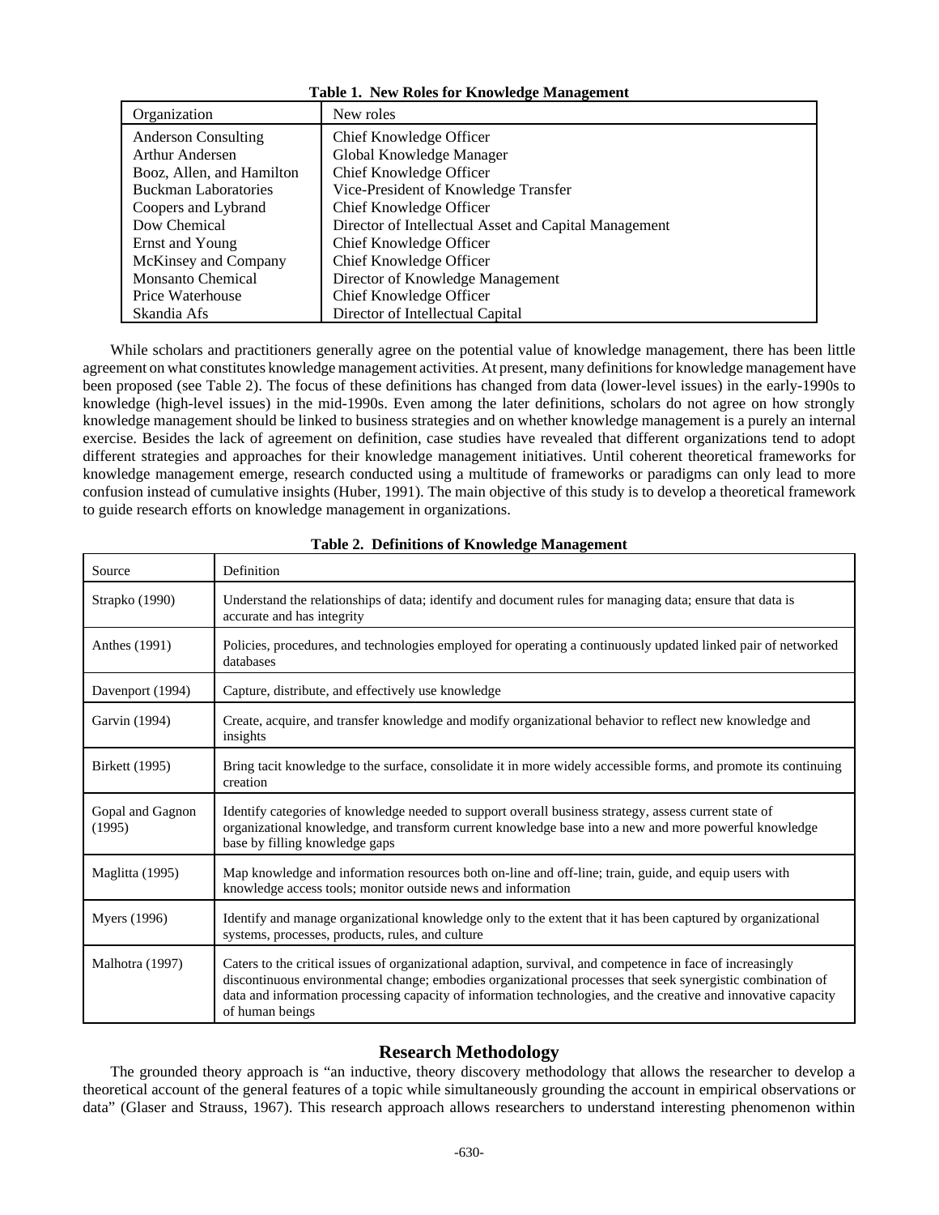**Table 1. New Roles for Knowledge Management**

| Organization | New roles |
|---|---|
| Anderson Consulting | Chief Knowledge Officer |
| Arthur Andersen | Global Knowledge Manager |
| Booz, Allen, and Hamilton | Chief Knowledge Officer |
| Buckman Laboratories | Vice-President of Knowledge Transfer |
| Coopers and Lybrand | Chief Knowledge Officer |
| Dow Chemical | Director of Intellectual Asset and Capital Management |
| Ernst and Young | Chief Knowledge Officer |
| McKinsey and Company | Chief Knowledge Officer |
| Monsanto Chemical | Director of Knowledge Management |
| Price Waterhouse | Chief Knowledge Officer |
| Skandia Afs | Director of Intellectual Capital |

While scholars and practitioners generally agree on the potential value of knowledge management, there has been little agreement on what constitutes knowledge management activities. At present, many definitions for knowledge management have been proposed (see Table 2). The focus of these definitions has changed from data (lower-level issues) in the early-1990s to knowledge (high-level issues) in the mid-1990s. Even among the later definitions, scholars do not agree on how strongly knowledge management should be linked to business strategies and on whether knowledge management is a purely an internal exercise. Besides the lack of agreement on definition, case studies have revealed that different organizations tend to adopt different strategies and approaches for their knowledge management initiatives. Until coherent theoretical frameworks for knowledge management emerge, research conducted using a multitude of frameworks or paradigms can only lead to more confusion instead of cumulative insights (Huber, 1991). The main objective of this study is to develop a theoretical framework to guide research efforts on knowledge management in organizations.

**Table 2. Definitions of Knowledge Management**

| Source | Definition |
|---|---|
| Strapko (1990) | Understand the relationships of data; identify and document rules for managing data; ensure that data is accurate and has integrity |
| Anthes (1991) | Policies, procedures, and technologies employed for operating a continuously updated linked pair of networked databases |
| Davenport (1994) | Capture, distribute, and effectively use knowledge |
| Garvin (1994) | Create, acquire, and transfer knowledge and modify organizational behavior to reflect new knowledge and insights |
| Birkett (1995) | Bring tacit knowledge to the surface, consolidate it in more widely accessible forms, and promote its continuing creation |
| Gopal and Gagnon (1995) | Identify categories of knowledge needed to support overall business strategy, assess current state of organizational knowledge, and transform current knowledge base into a new and more powerful knowledge base by filling knowledge gaps |
| Maglitta (1995) | Map knowledge and information resources both on-line and off-line; train, guide, and equip users with knowledge access tools; monitor outside news and information |
| Myers (1996) | Identify and manage organizational knowledge only to the extent that it has been captured by organizational systems, processes, products, rules, and culture |
| Malhotra (1997) | Caters to the critical issues of organizational adaption, survival, and competence in face of increasingly discontinuous environmental change; embodies organizational processes that seek synergistic combination of data and information processing capacity of information technologies, and the creative and innovative capacity of human beings |

## Research Methodology

The grounded theory approach is "an inductive, theory discovery methodology that allows the researcher to develop a theoretical account of the general features of a topic while simultaneously grounding the account in empirical observations or data" (Glaser and Strauss, 1967). This research approach allows researchers to understand interesting phenomenon within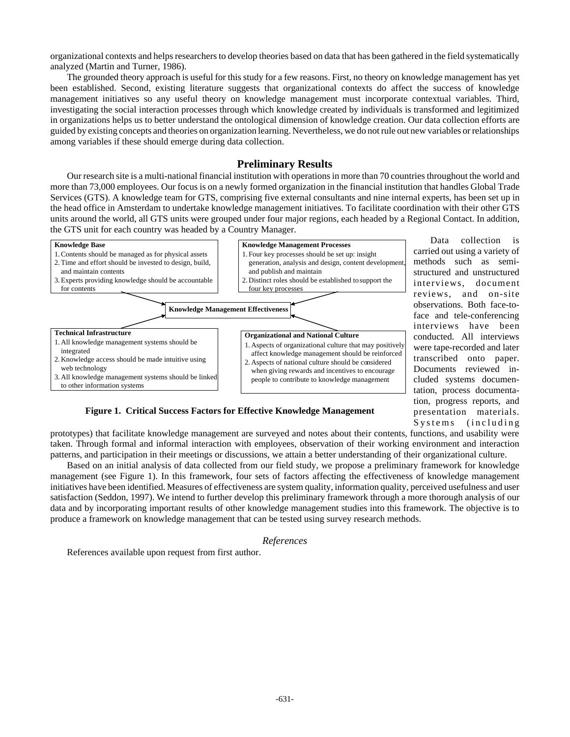organizational contexts and helps researchers to develop theories based on data that has been gathered in the field systematically analyzed (Martin and Turner, 1986).

The grounded theory approach is useful for this study for a few reasons. First, no theory on knowledge management has yet been established. Second, existing literature suggests that organizational contexts do affect the success of knowledge management initiatives so any useful theory on knowledge management must incorporate contextual variables. Third, investigating the social interaction processes through which knowledge created by individuals is transformed and legitimized in organizations helps us to better understand the ontological dimension of knowledge creation. Our data collection efforts are guided by existing concepts and theories on organization learning. Nevertheless, we do not rule out new variables or relationships among variables if these should emerge during data collection.

## Preliminary Results

Our research site is a multi-national financial institution with operations in more than 70 countries throughout the world and more than 73,000 employees. Our focus is on a newly formed organization in the financial institution that handles Global Trade Services (GTS). A knowledge team for GTS, comprising five external consultants and nine internal experts, has been set up in the head office in Amsterdam to undertake knowledge management initiatives. To facilitate coordination with their other GTS units around the world, all GTS units were grouped under four major regions, each headed by a Regional Contact. In addition, the GTS unit for each country was headed by a Country Manager.

**Knowledge Base**
1. Contents should be managed as for physical assets
2. Time and effort should be invested to design, build, and maintain contents
3. Experts providing knowledge should be accountable for contents

**Knowledge Management Processes**
1. Four key processes should be set up: insight generation, analysis and design, content development, and publish and maintain
2. Distinct roles should be established to support the four key processes

**Knowledge Management Effectiveness**

**Technical Infrastructure**
1. All knowledge management systems should be integrated
2. Knowledge access should be made intuitive using web technology
3. All knowledge management systems should be linked to other information systems

**Organizational and National Culture**
1. Aspects of organizational culture that may positively affect knowledge management should be reinforced
2. Aspects of national culture should be considered when giving rewards and incentives to encourage people to contribute to knowledge management

**Figure 1. Critical Success Factors for Effective Knowledge Management**

Data collection is carried out using a variety of methods such as semi-structured and unstructured interviews, document reviews, and on-site observations. Both face-to-face and tele-conferencing interviews have been conducted. All interviews were tape-recorded and later transcribed onto paper. Documents reviewed included systems documentation, process documentation, progress reports, and presentation materials. Systems (including prototypes) that facilitate knowledge management are surveyed and notes about their contents, functions, and usability were taken. Through formal and informal interaction with employees, observation of their working environment and interaction patterns, and participation in their meetings or discussions, we attain a better understanding of their organizational culture.

Based on an initial analysis of data collected from our field study, we propose a preliminary framework for knowledge management (see Figure 1). In this framework, four sets of factors affecting the effectiveness of knowledge management initiatives have been identified. Measures of effectiveness are system quality, information quality, perceived usefulness and user satisfaction (Seddon, 1997). We intend to further develop this preliminary framework through a more thorough analysis of our data and by incorporating important results of other knowledge management studies into this framework. The objective is to produce a framework on knowledge management that can be tested using survey research methods.

### *References*

References available upon request from first author.